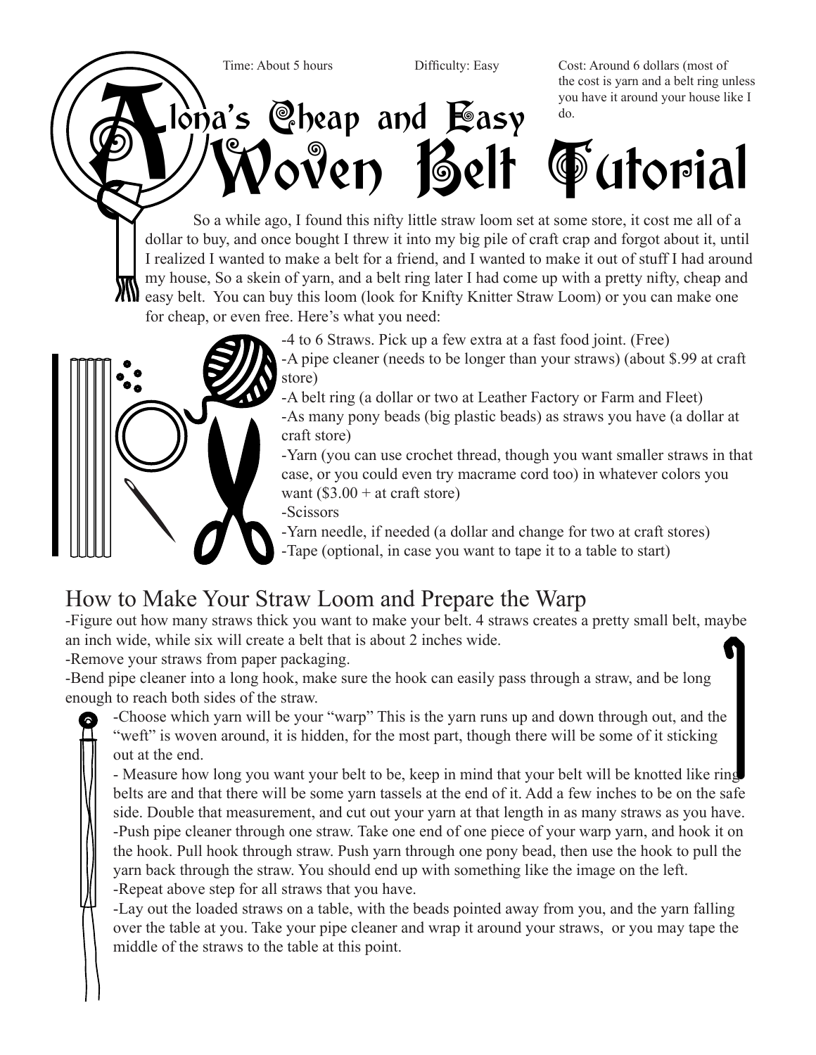Time: About 5 hours

Difficulty: Easy

Cost: Around 6 dollars (most of the cost is yarn and a belt ring unless you have it around your house like I do.

# Alona's Cheap and Easy Woven Belt Tutorial

So a while ago, I found this nifty little straw loom set at some store, it cost me all of a dollar to buy, and once bought I threw it into my big pile of craft crap and forgot about it, until I realized I wanted to make a belt for a friend, and I wanted to make it out of stuff I had around my house, So a skein of yarn, and a belt ring later I had come up with a pretty nifty, cheap and easy belt. You can buy this loom (look for Knifty Knitter Straw Loom) or you can make one for cheap, or even free. Here's what you need:

-4 to 6 Straws. Pick up a few extra at a fast food joint. (Free)
-A pipe cleaner (needs to be longer than your straws) (about $.99 at craft store)
-A belt ring (a dollar or two at Leather Factory or Farm and Fleet)
-As many pony beads (big plastic beads) as straws you have (a dollar at craft store)
-Yarn (you can use crochet thread, though you want smaller straws in that case, or you could even try macrame cord too) in whatever colors you want ($3.00 + at craft store)
-Scissors
-Yarn needle, if needed (a dollar and change for two at craft stores)
-Tape (optional, in case you want to tape it to a table to start)

## How to Make Your Straw Loom and Prepare the Warp

-Figure out how many straws thick you want to make your belt. 4 straws creates a pretty small belt, maybe an inch wide, while six will create a belt that is about 2 inches wide.
-Remove your straws from paper packaging.
-Bend pipe cleaner into a long hook, make sure the hook can easily pass through a straw, and be long enough to reach both sides of the straw.
-Choose which yarn will be your "warp" This is the yarn runs up and down through out, and the "weft" is woven around, it is hidden, for the most part, though there will be some of it sticking out at the end.
- Measure how long you want your belt to be, keep in mind that your belt will be knotted like ring belts are and that there will be some yarn tassels at the end of it. Add a few inches to be on the safe side. Double that measurement, and cut out your yarn at that length in as many straws as you have.
-Push pipe cleaner through one straw. Take one end of one piece of your warp yarn, and hook it on the hook. Pull hook through straw. Push yarn through one pony bead, then use the hook to pull the yarn back through the straw. You should end up with something like the image on the left.
-Repeat above step for all straws that you have.
-Lay out the loaded straws on a table, with the beads pointed away from you, and the yarn falling over the table at you. Take your pipe cleaner and wrap it around your straws, or you may tape the middle of the straws to the table at this point.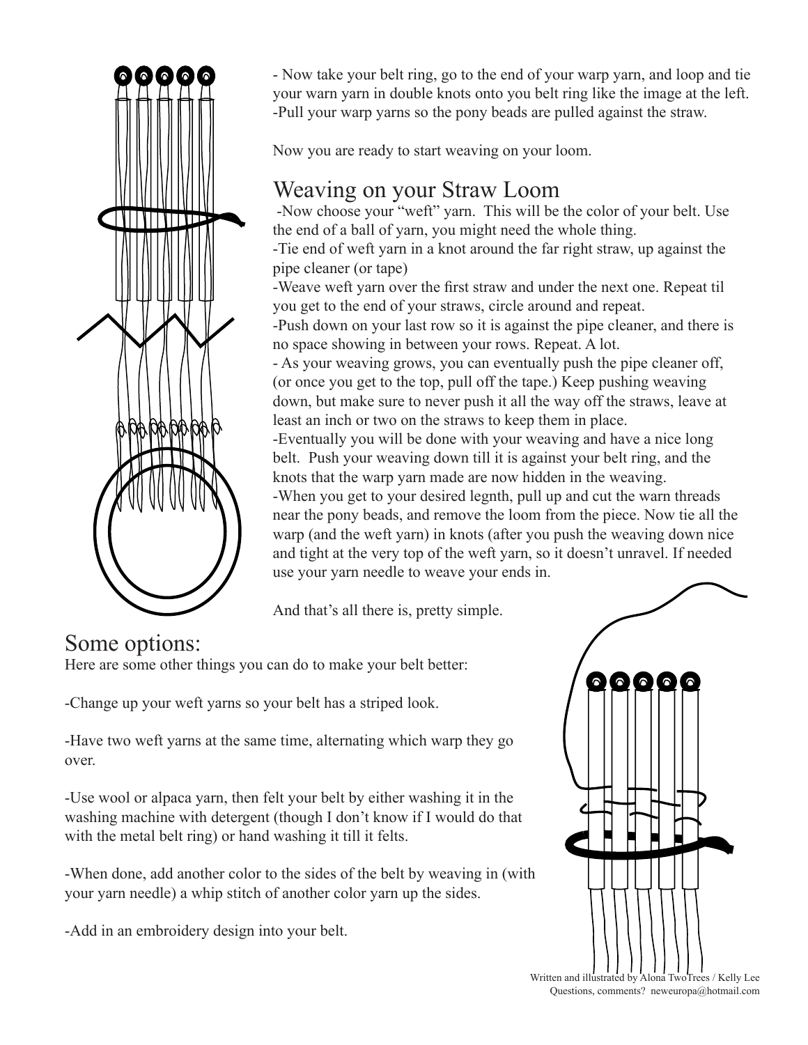- Now take your belt ring, go to the end of your warp yarn, and loop and tie your warn yarn in double knots onto you belt ring like the image at the left.
-Pull your warp yarns so the pony beads are pulled against the straw.

Now you are ready to start weaving on your loom.

## Weaving on your Straw Loom

-Now choose your "weft" yarn. This will be the color of your belt. Use the end of a ball of yarn, you might need the whole thing.
-Tie end of weft yarn in a knot around the far right straw, up against the pipe cleaner (or tape)
-Weave weft yarn over the first straw and under the next one. Repeat til you get to the end of your straws, circle around and repeat.
-Push down on your last row so it is against the pipe cleaner, and there is no space showing in between your rows. Repeat. A lot.
- As your weaving grows, you can eventually push the pipe cleaner off, (or once you get to the top, pull off the tape.) Keep pushing weaving down, but make sure to never push it all the way off the straws, leave at least an inch or two on the straws to keep them in place.
-Eventually you will be done with your weaving and have a nice long belt. Push your weaving down till it is against your belt ring, and the knots that the warp yarn made are now hidden in the weaving.
-When you get to your desired legnth, pull up and cut the warn threads near the pony beads, and remove the loom from the piece. Now tie all the warp (and the weft yarn) in knots (after you push the weaving down nice and tight at the very top of the weft yarn, so it doesn't unravel. If needed use your yarn needle to weave your ends in.

And that's all there is, pretty simple.

## Some options:

Here are some other things you can do to make your belt better:

-Change up your weft yarns so your belt has a striped look.

-Have two weft yarns at the same time, alternating which warp they go over.

-Use wool or alpaca yarn, then felt your belt by either washing it in the washing machine with detergent (though I don't know if I would do that with the metal belt ring) or hand washing it till it felts.

-When done, add another color to the sides of the belt by weaving in (with your yarn needle) a whip stitch of another color yarn up the sides.

-Add in an embroidery design into your belt.

Written and illustrated by Alona TwoTrees / Kelly Lee
Questions, comments? neweuropa@hotmail.com